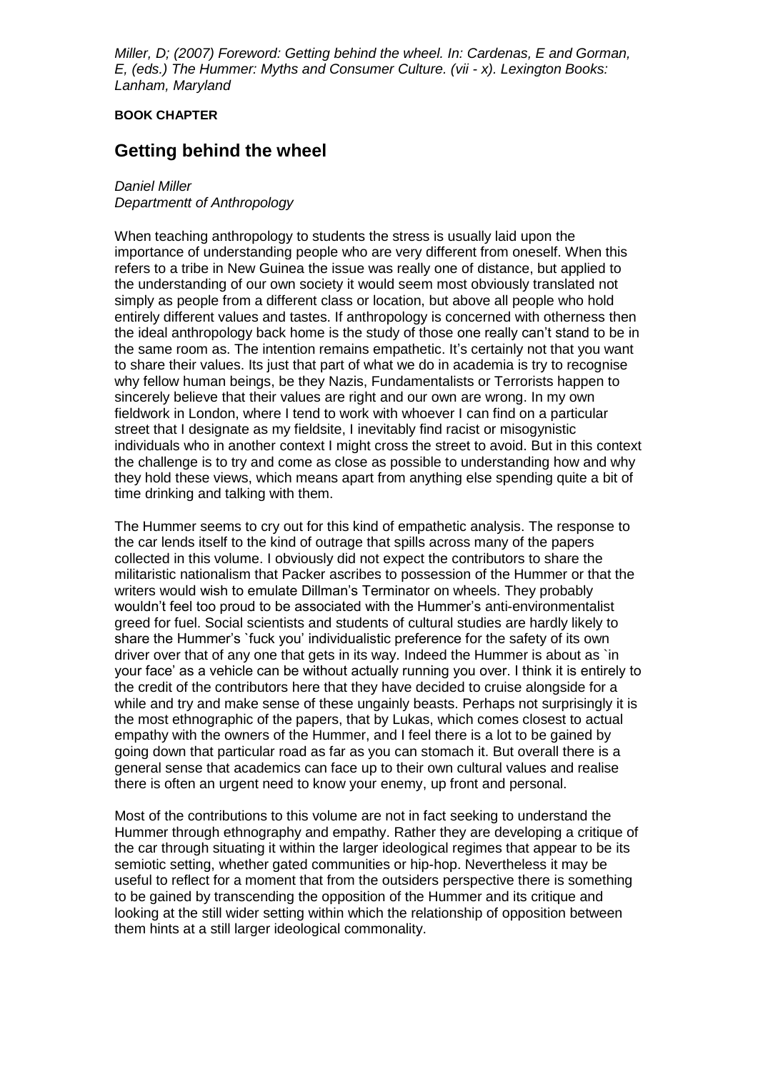*Miller, D; (2007) Foreword: Getting behind the wheel. In: Cardenas, E and Gorman, E, (eds.) The Hummer: Myths and Consumer Culture. (vii - x). Lexington Books: Lanham, Maryland*

**BOOK CHAPTER**

## Getting behind the wheel

*Daniel Miller*
*Departmentt of Anthropology*

When teaching anthropology to students the stress is usually laid upon the importance of understanding people who are very different from oneself. When this refers to a tribe in New Guinea the issue was really one of distance, but applied to the understanding of our own society it would seem most obviously translated not simply as people from a different class or location, but above all people who hold entirely different values and tastes. If anthropology is concerned with otherness then the ideal anthropology back home is the study of those one really can't stand to be in the same room as. The intention remains empathetic. It's certainly not that you want to share their values. Its just that part of what we do in academia is try to recognise why fellow human beings, be they Nazis, Fundamentalists or Terrorists happen to sincerely believe that their values are right and our own are wrong. In my own fieldwork in London, where I tend to work with whoever I can find on a particular street that I designate as my fieldsite, I inevitably find racist or misogynistic individuals who in another context I might cross the street to avoid. But in this context the challenge is to try and come as close as possible to understanding how and why they hold these views, which means apart from anything else spending quite a bit of time drinking and talking with them.

The Hummer seems to cry out for this kind of empathetic analysis. The response to the car lends itself to the kind of outrage that spills across many of the papers collected in this volume. I obviously did not expect the contributors to share the militaristic nationalism that Packer ascribes to possession of the Hummer or that the writers would wish to emulate Dillman's Terminator on wheels. They probably wouldn't feel too proud to be associated with the Hummer's anti-environmentalist greed for fuel. Social scientists and students of cultural studies are hardly likely to share the Hummer's `fuck you' individualistic preference for the safety of its own driver over that of any one that gets in its way. Indeed the Hummer is about as `in your face' as a vehicle can be without actually running you over. I think it is entirely to the credit of the contributors here that they have decided to cruise alongside for a while and try and make sense of these ungainly beasts. Perhaps not surprisingly it is the most ethnographic of the papers, that by Lukas, which comes closest to actual empathy with the owners of the Hummer, and I feel there is a lot to be gained by going down that particular road as far as you can stomach it. But overall there is a general sense that academics can face up to their own cultural values and realise there is often an urgent need to know your enemy, up front and personal.

Most of the contributions to this volume are not in fact seeking to understand the Hummer through ethnography and empathy. Rather they are developing a critique of the car through situating it within the larger ideological regimes that appear to be its semiotic setting, whether gated communities or hip-hop. Nevertheless it may be useful to reflect for a moment that from the outsiders perspective there is something to be gained by transcending the opposition of the Hummer and its critique and looking at the still wider setting within which the relationship of opposition between them hints at a still larger ideological commonality.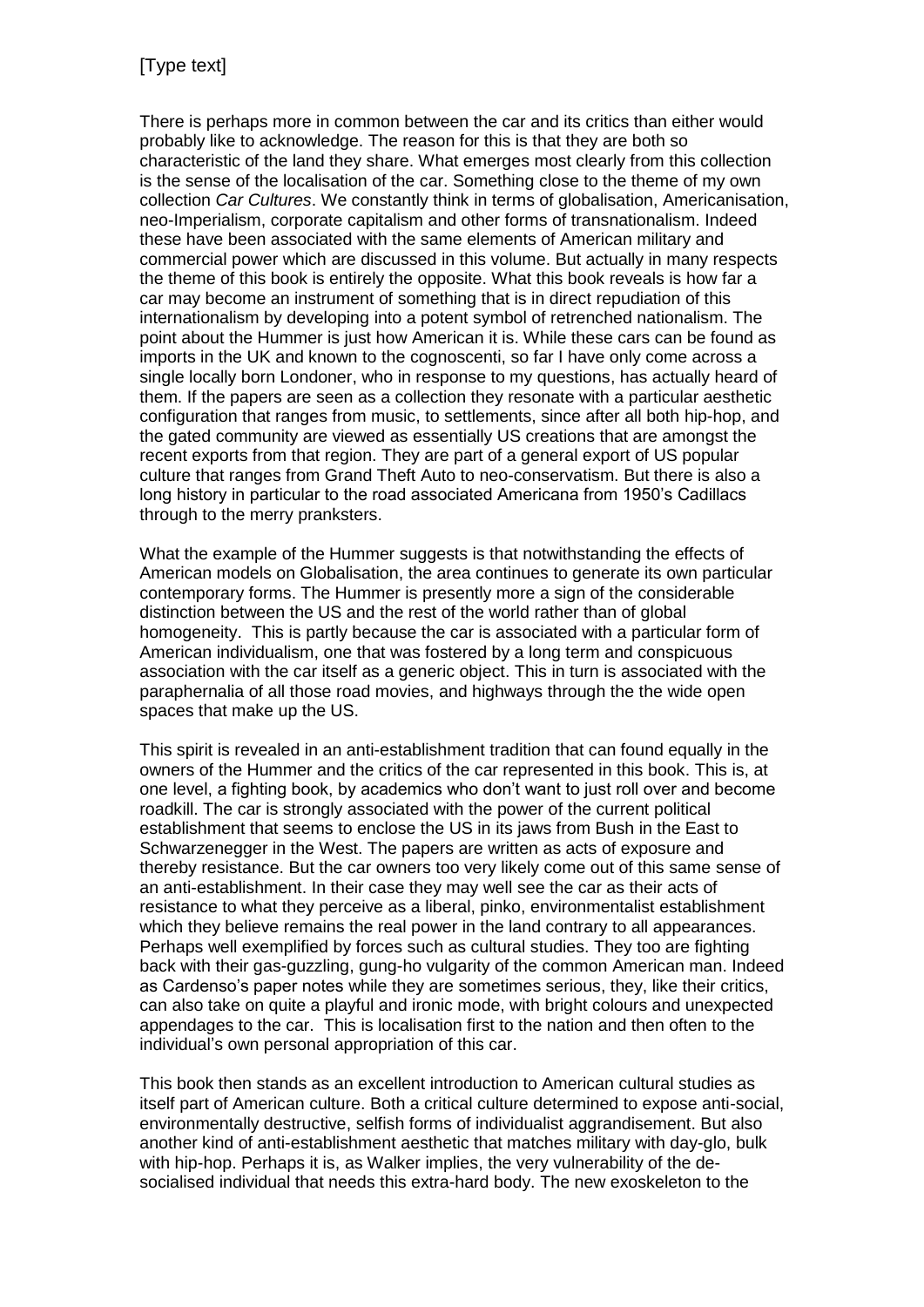There is perhaps more in common between the car and its critics than either would probably like to acknowledge. The reason for this is that they are both so characteristic of the land they share. What emerges most clearly from this collection is the sense of the localisation of the car. Something close to the theme of my own collection *Car Cultures*. We constantly think in terms of globalisation, Americanisation, neo-Imperialism, corporate capitalism and other forms of transnationalism. Indeed these have been associated with the same elements of American military and commercial power which are discussed in this volume. But actually in many respects the theme of this book is entirely the opposite. What this book reveals is how far a car may become an instrument of something that is in direct repudiation of this internationalism by developing into a potent symbol of retrenched nationalism. The point about the Hummer is just how American it is. While these cars can be found as imports in the UK and known to the cognoscenti, so far I have only come across a single locally born Londoner, who in response to my questions, has actually heard of them. If the papers are seen as a collection they resonate with a particular aesthetic configuration that ranges from music, to settlements, since after all both hip-hop, and the gated community are viewed as essentially US creations that are amongst the recent exports from that region. They are part of a general export of US popular culture that ranges from Grand Theft Auto to neo-conservatism. But there is also a long history in particular to the road associated Americana from 1950's Cadillacs through to the merry pranksters.

What the example of the Hummer suggests is that notwithstanding the effects of American models on Globalisation, the area continues to generate its own particular contemporary forms. The Hummer is presently more a sign of the considerable distinction between the US and the rest of the world rather than of global homogeneity. This is partly because the car is associated with a particular form of American individualism, one that was fostered by a long term and conspicuous association with the car itself as a generic object. This in turn is associated with the paraphernalia of all those road movies, and highways through the the wide open spaces that make up the US.

This spirit is revealed in an anti-establishment tradition that can found equally in the owners of the Hummer and the critics of the car represented in this book. This is, at one level, a fighting book, by academics who don't want to just roll over and become roadkill. The car is strongly associated with the power of the current political establishment that seems to enclose the US in its jaws from Bush in the East to Schwarzenegger in the West. The papers are written as acts of exposure and thereby resistance. But the car owners too very likely come out of this same sense of an anti-establishment. In their case they may well see the car as their acts of resistance to what they perceive as a liberal, pinko, environmentalist establishment which they believe remains the real power in the land contrary to all appearances. Perhaps well exemplified by forces such as cultural studies. They too are fighting back with their gas-guzzling, gung-ho vulgarity of the common American man. Indeed as Cardenso's paper notes while they are sometimes serious, they, like their critics, can also take on quite a playful and ironic mode, with bright colours and unexpected appendages to the car. This is localisation first to the nation and then often to the individual's own personal appropriation of this car.

This book then stands as an excellent introduction to American cultural studies as itself part of American culture. Both a critical culture determined to expose anti-social, environmentally destructive, selfish forms of individualist aggrandisement. But also another kind of anti-establishment aesthetic that matches military with day-glo, bulk with hip-hop. Perhaps it is, as Walker implies, the very vulnerability of the de-socialised individual that needs this extra-hard body. The new exoskeleton to the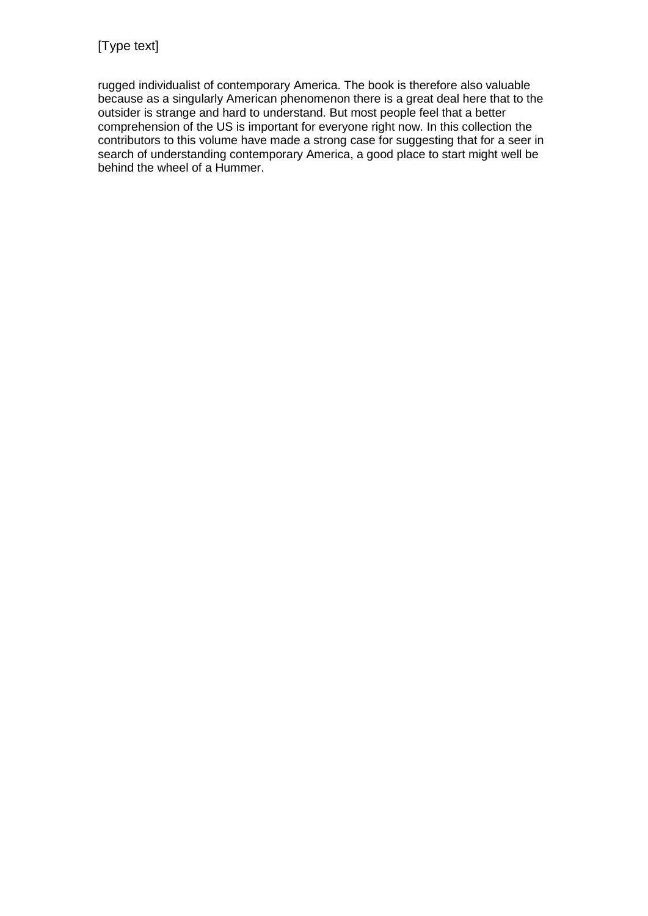rugged individualist of contemporary America. The book is therefore also valuable because as a singularly American phenomenon there is a great deal here that to the outsider is strange and hard to understand. But most people feel that a better comprehension of the US is important for everyone right now. In this collection the contributors to this volume have made a strong case for suggesting that for a seer in search of understanding contemporary America, a good place to start might well be behind the wheel of a Hummer.